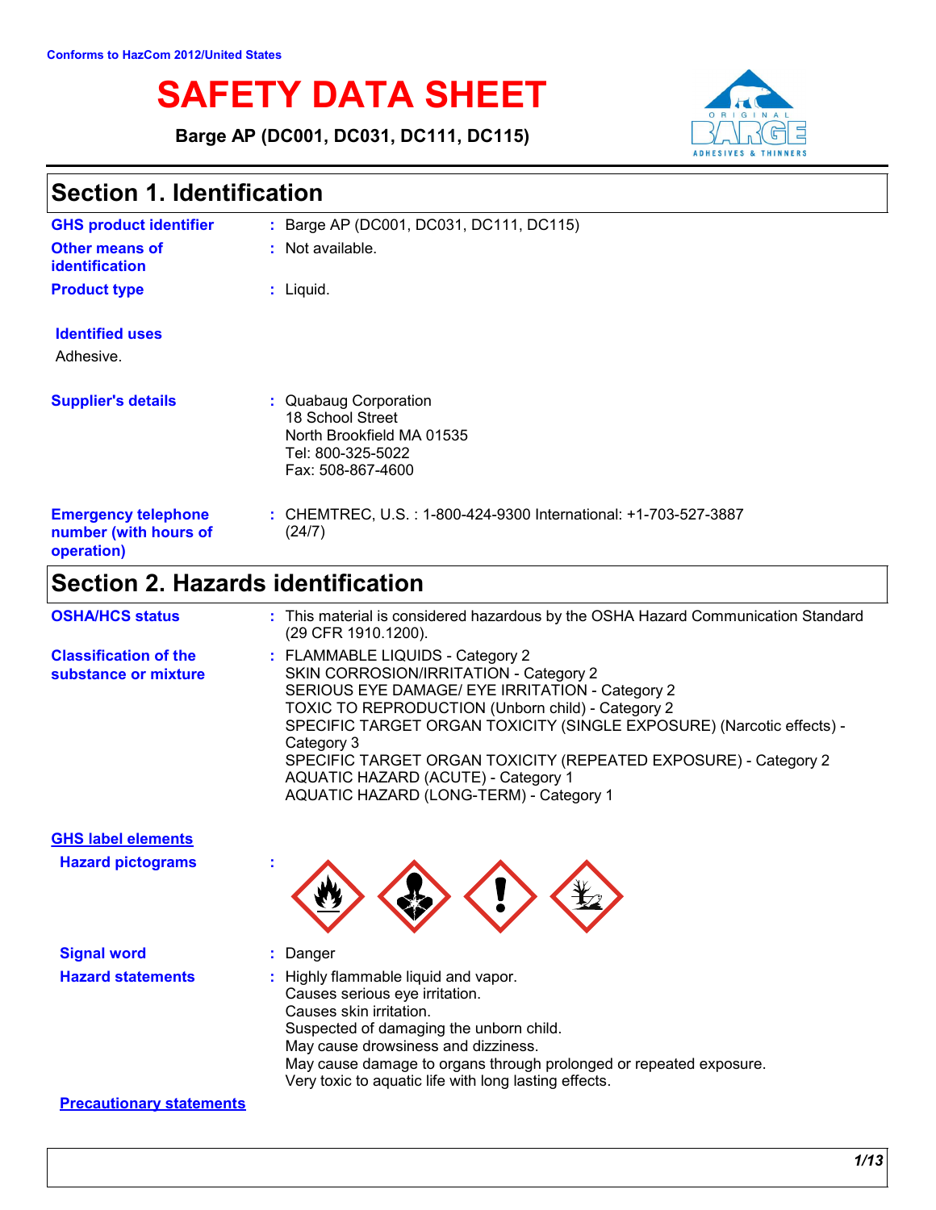Conforms to HazCom 2012/United States

# SAFETY DATA SHEET

**Barge AP (DC001, DC031, DC111, DC115)**

## Section 1. Identification

**GHS product identifier** : Barge AP (DC001, DC031, DC111, DC115)

**Other means of identification** : Not available.

**Product type** : Liquid.

**Identified uses**

Adhesive.

**Supplier's details** : Quabaug Corporation
18 School Street
North Brookfield MA 01535
Tel: 800-325-5022
Fax: 508-867-4600

**Emergency telephone number (with hours of operation)** : CHEMTREC, U.S. : 1-800-424-9300 International: +1-703-527-3887 (24/7)

## Section 2. Hazards identification

**OSHA/HCS status** : This material is considered hazardous by the OSHA Hazard Communication Standard (29 CFR 1910.1200).

**Classification of the substance or mixture** : FLAMMABLE LIQUIDS - Category 2
SKIN CORROSION/IRRITATION - Category 2
SERIOUS EYE DAMAGE/ EYE IRRITATION - Category 2
TOXIC TO REPRODUCTION (Unborn child) - Category 2
SPECIFIC TARGET ORGAN TOXICITY (SINGLE EXPOSURE) (Narcotic effects) - Category 3
SPECIFIC TARGET ORGAN TOXICITY (REPEATED EXPOSURE) - Category 2
AQUATIC HAZARD (ACUTE) - Category 1
AQUATIC HAZARD (LONG-TERM) - Category 1

**GHS label elements**

**Hazard pictograms** :

**Signal word** : Danger

**Hazard statements** : Highly flammable liquid and vapor.
Causes serious eye irritation.
Causes skin irritation.
Suspected of damaging the unborn child.
May cause drowsiness and dizziness.
May cause damage to organs through prolonged or repeated exposure.
Very toxic to aquatic life with long lasting effects.

**Precautionary statements**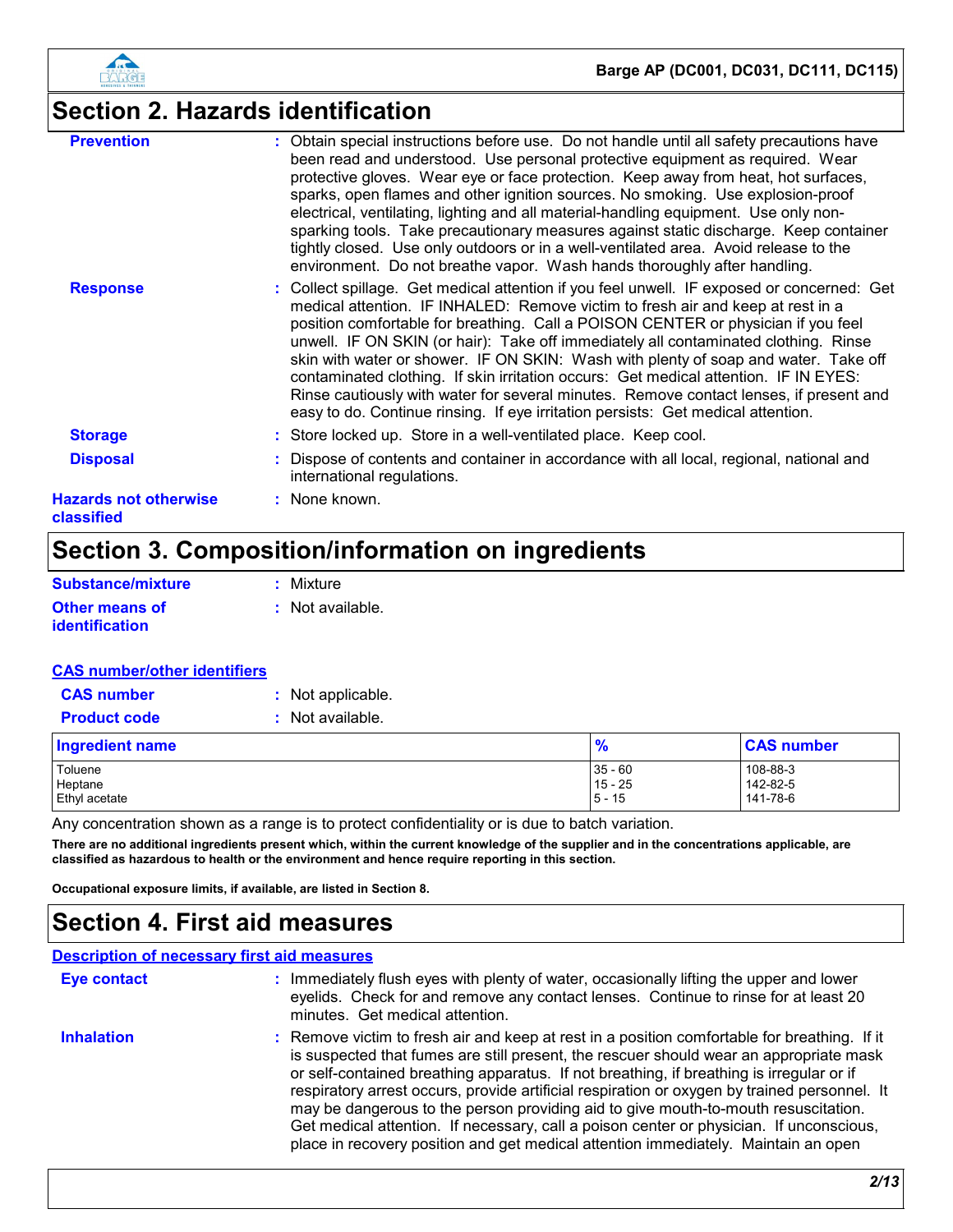## Section 2. Hazards identification

**Prevention** : Obtain special instructions before use. Do not handle until all safety precautions have been read and understood. Use personal protective equipment as required. Wear protective gloves. Wear eye or face protection. Keep away from heat, hot surfaces, sparks, open flames and other ignition sources. No smoking. Use explosion-proof electrical, ventilating, lighting and all material-handling equipment. Use only non-sparking tools. Take precautionary measures against static discharge. Keep container tightly closed. Use only outdoors or in a well-ventilated area. Avoid release to the environment. Do not breathe vapor. Wash hands thoroughly after handling.

**Response** : Collect spillage. Get medical attention if you feel unwell. IF exposed or concerned: Get medical attention. IF INHALED: Remove victim to fresh air and keep at rest in a position comfortable for breathing. Call a POISON CENTER or physician if you feel unwell. IF ON SKIN (or hair): Take off immediately all contaminated clothing. Rinse skin with water or shower. IF ON SKIN: Wash with plenty of soap and water. Take off contaminated clothing. If skin irritation occurs: Get medical attention. IF IN EYES: Rinse cautiously with water for several minutes. Remove contact lenses, if present and easy to do. Continue rinsing. If eye irritation persists: Get medical attention.

**Storage** : Store locked up. Store in a well-ventilated place. Keep cool.

**Disposal** : Dispose of contents and container in accordance with all local, regional, national and international regulations.

**Hazards not otherwise classified** : None known.

## Section 3. Composition/information on ingredients

**Substance/mixture** : Mixture

**Other means of identification** : Not available.

**CAS number/other identifiers**

**CAS number** : Not applicable.

**Product code** : Not available.

| Ingredient name | % | CAS number |
|---|---|---|
| Toluene | 35 - 60 | 108-88-3 |
| Heptane | 15 - 25 | 142-82-5 |
| Ethyl acetate | 5 - 15 | 141-78-6 |

Any concentration shown as a range is to protect confidentiality or is due to batch variation.

**There are no additional ingredients present which, within the current knowledge of the supplier and in the concentrations applicable, are classified as hazardous to health or the environment and hence require reporting in this section.**

**Occupational exposure limits, if available, are listed in Section 8.**

## Section 4. First aid measures

**Description of necessary first aid measures**

**Eye contact** : Immediately flush eyes with plenty of water, occasionally lifting the upper and lower eyelids. Check for and remove any contact lenses. Continue to rinse for at least 20 minutes. Get medical attention.

**Inhalation** : Remove victim to fresh air and keep at rest in a position comfortable for breathing. If it is suspected that fumes are still present, the rescuer should wear an appropriate mask or self-contained breathing apparatus. If not breathing, if breathing is irregular or if respiratory arrest occurs, provide artificial respiration or oxygen by trained personnel. It may be dangerous to the person providing aid to give mouth-to-mouth resuscitation. Get medical attention. If necessary, call a poison center or physician. If unconscious, place in recovery position and get medical attention immediately. Maintain an open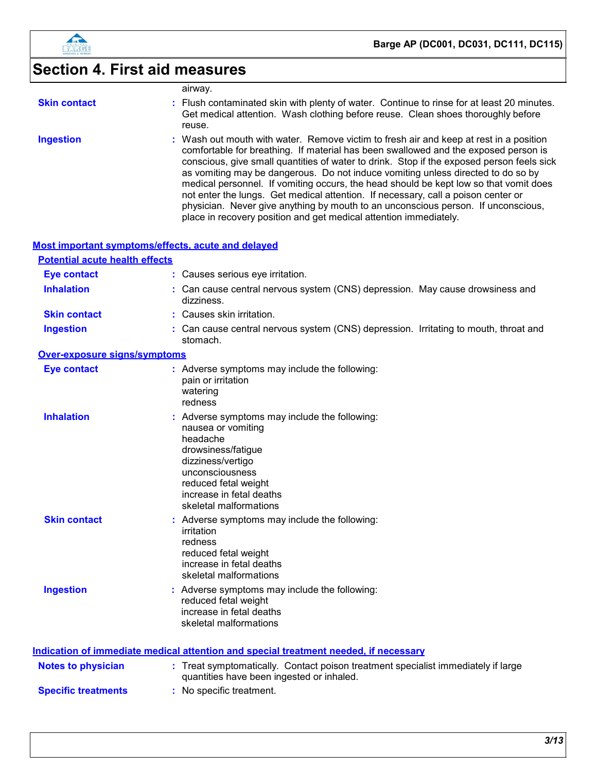## Section 4. First aid measures

airway.

**Skin contact** : Flush contaminated skin with plenty of water. Continue to rinse for at least 20 minutes. Get medical attention. Wash clothing before reuse. Clean shoes thoroughly before reuse.

**Ingestion** : Wash out mouth with water. Remove victim to fresh air and keep at rest in a position comfortable for breathing. If material has been swallowed and the exposed person is conscious, give small quantities of water to drink. Stop if the exposed person feels sick as vomiting may be dangerous. Do not induce vomiting unless directed to do so by medical personnel. If vomiting occurs, the head should be kept low so that vomit does not enter the lungs. Get medical attention. If necessary, call a poison center or physician. Never give anything by mouth to an unconscious person. If unconscious, place in recovery position and get medical attention immediately.

### Most important symptoms/effects, acute and delayed

#### Potential acute health effects

**Eye contact** : Causes serious eye irritation.

**Inhalation** : Can cause central nervous system (CNS) depression. May cause drowsiness and dizziness.

**Skin contact** : Causes skin irritation.

**Ingestion** : Can cause central nervous system (CNS) depression. Irritating to mouth, throat and stomach.

#### Over-exposure signs/symptoms

**Eye contact** : Adverse symptoms may include the following:
pain or irritation
watering
redness

**Inhalation** : Adverse symptoms may include the following:
nausea or vomiting
headache
drowsiness/fatigue
dizziness/vertigo
unconsciousness
reduced fetal weight
increase in fetal deaths
skeletal malformations

**Skin contact** : Adverse symptoms may include the following:
irritation
redness
reduced fetal weight
increase in fetal deaths
skeletal malformations

**Ingestion** : Adverse symptoms may include the following:
reduced fetal weight
increase in fetal deaths
skeletal malformations

### Indication of immediate medical attention and special treatment needed, if necessary

**Notes to physician** : Treat symptomatically. Contact poison treatment specialist immediately if large quantities have been ingested or inhaled.

**Specific treatments** : No specific treatment.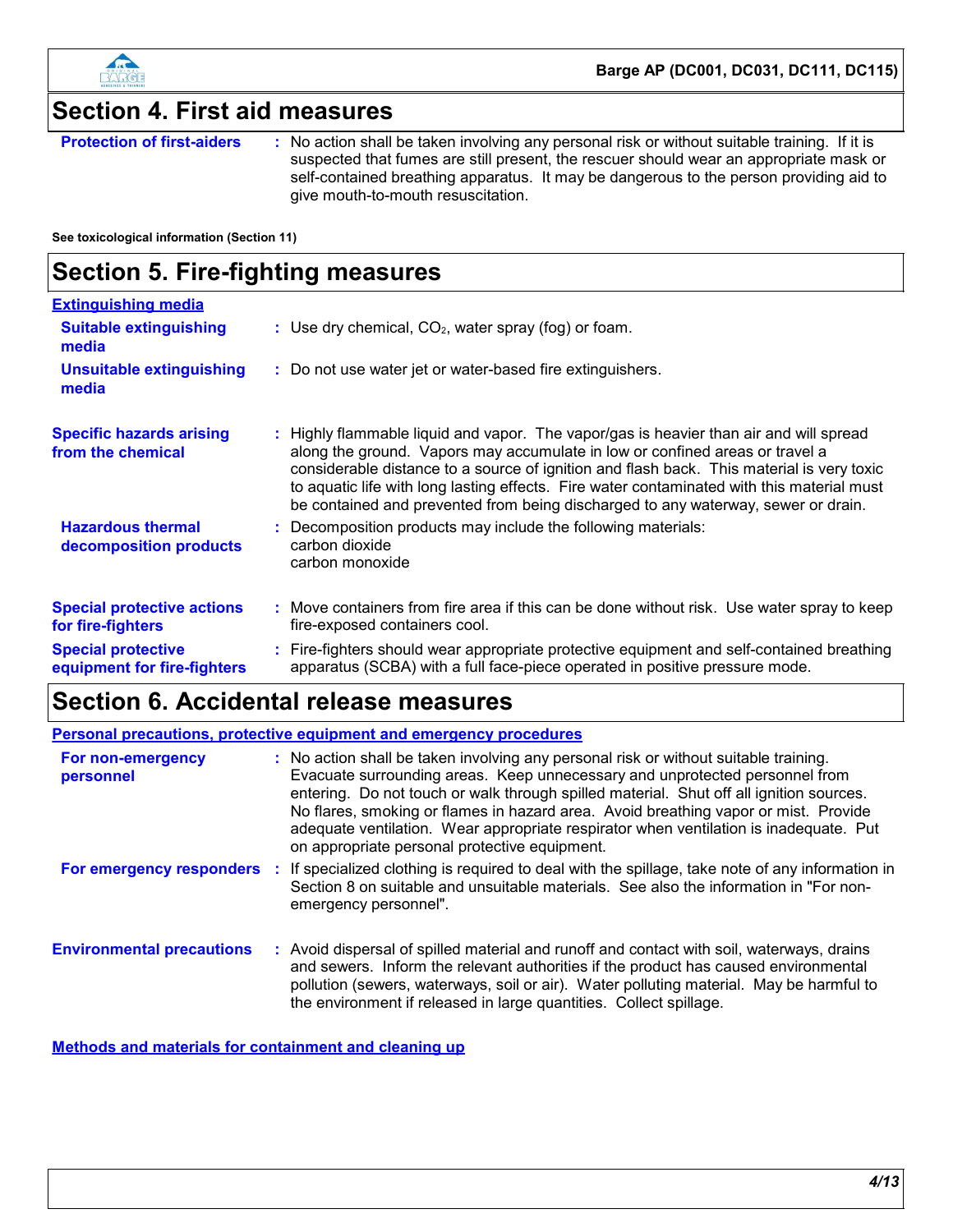## Section 4. First aid measures

**Protection of first-aiders** : No action shall be taken involving any personal risk or without suitable training. If it is suspected that fumes are still present, the rescuer should wear an appropriate mask or self-contained breathing apparatus. It may be dangerous to the person providing aid to give mouth-to-mouth resuscitation.

**See toxicological information (Section 11)**

## Section 5. Fire-fighting measures

### Extinguishing media

**Suitable extinguishing media** : Use dry chemical, $CO_2$, water spray (fog) or foam.

**Unsuitable extinguishing media** : Do not use water jet or water-based fire extinguishers.

**Specific hazards arising from the chemical** : Highly flammable liquid and vapor. The vapor/gas is heavier than air and will spread along the ground. Vapors may accumulate in low or confined areas or travel a considerable distance to a source of ignition and flash back. This material is very toxic to aquatic life with long lasting effects. Fire water contaminated with this material must be contained and prevented from being discharged to any waterway, sewer or drain.

**Hazardous thermal decomposition products** : Decomposition products may include the following materials:
carbon dioxide
carbon monoxide

**Special protective actions for fire-fighters** : Move containers from fire area if this can be done without risk. Use water spray to keep fire-exposed containers cool.

**Special protective equipment for fire-fighters** : Fire-fighters should wear appropriate protective equipment and self-contained breathing apparatus (SCBA) with a full face-piece operated in positive pressure mode.

## Section 6. Accidental release measures

### Personal precautions, protective equipment and emergency procedures

**For non-emergency personnel** : No action shall be taken involving any personal risk or without suitable training. Evacuate surrounding areas. Keep unnecessary and unprotected personnel from entering. Do not touch or walk through spilled material. Shut off all ignition sources. No flares, smoking or flames in hazard area. Avoid breathing vapor or mist. Provide adequate ventilation. Wear appropriate respirator when ventilation is inadequate. Put on appropriate personal protective equipment.

**For emergency responders** : If specialized clothing is required to deal with the spillage, take note of any information in Section 8 on suitable and unsuitable materials. See also the information in "For non-emergency personnel".

**Environmental precautions** : Avoid dispersal of spilled material and runoff and contact with soil, waterways, drains and sewers. Inform the relevant authorities if the product has caused environmental pollution (sewers, waterways, soil or air). Water polluting material. May be harmful to the environment if released in large quantities. Collect spillage.

### Methods and materials for containment and cleaning up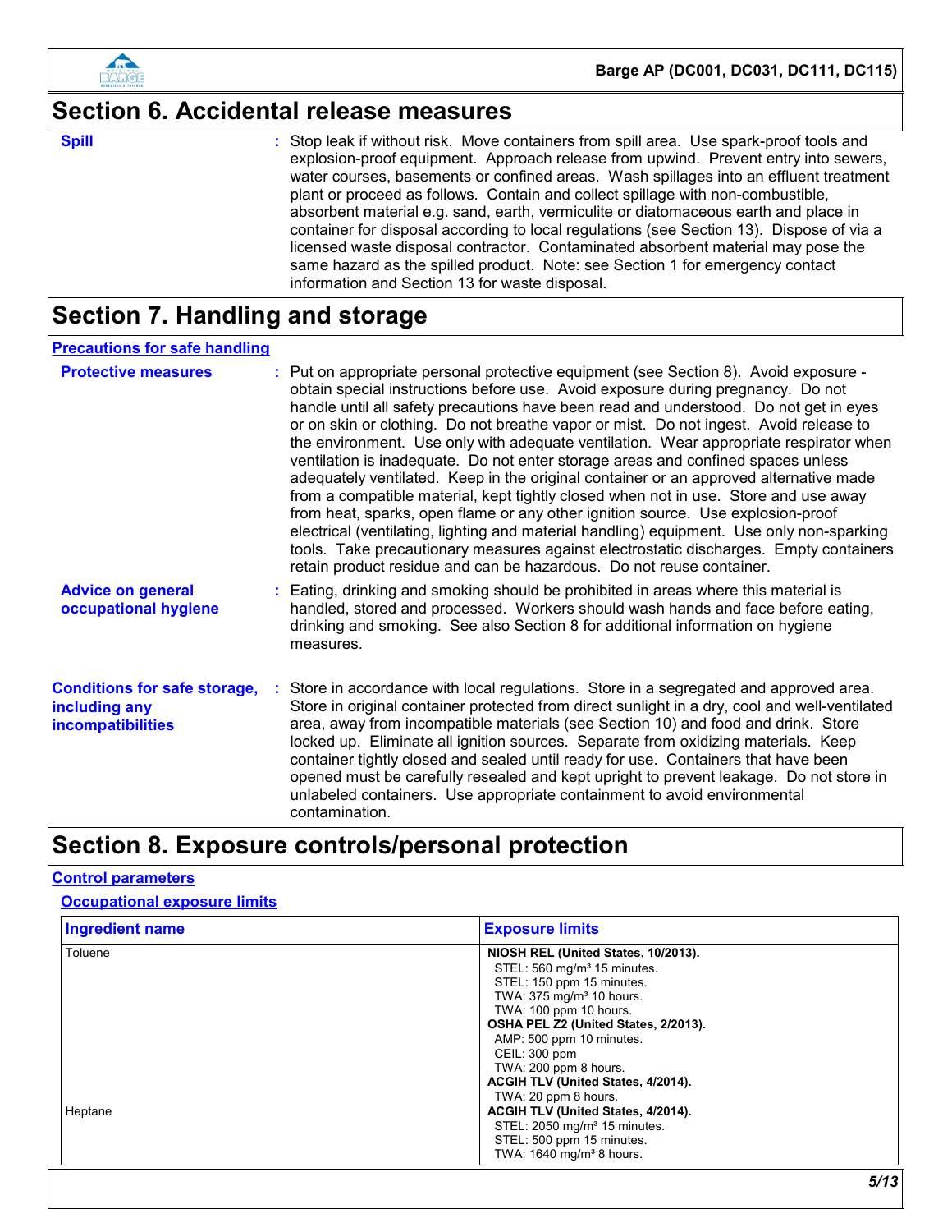## Section 6. Accidental release measures

**Spill** : Stop leak if without risk. Move containers from spill area. Use spark-proof tools and explosion-proof equipment. Approach release from upwind. Prevent entry into sewers, water courses, basements or confined areas. Wash spillages into an effluent treatment plant or proceed as follows. Contain and collect spillage with non-combustible, absorbent material e.g. sand, earth, vermiculite or diatomaceous earth and place in container for disposal according to local regulations (see Section 13). Dispose of via a licensed waste disposal contractor. Contaminated absorbent material may pose the same hazard as the spilled product. Note: see Section 1 for emergency contact information and Section 13 for waste disposal.

## Section 7. Handling and storage

### Precautions for safe handling

**Protective measures** : Put on appropriate personal protective equipment (see Section 8). Avoid exposure - obtain special instructions before use. Avoid exposure during pregnancy. Do not handle until all safety precautions have been read and understood. Do not get in eyes or on skin or clothing. Do not breathe vapor or mist. Do not ingest. Avoid release to the environment. Use only with adequate ventilation. Wear appropriate respirator when ventilation is inadequate. Do not enter storage areas and confined spaces unless adequately ventilated. Keep in the original container or an approved alternative made from a compatible material, kept tightly closed when not in use. Store and use away from heat, sparks, open flame or any other ignition source. Use explosion-proof electrical (ventilating, lighting and material handling) equipment. Use only non-sparking tools. Take precautionary measures against electrostatic discharges. Empty containers retain product residue and can be hazardous. Do not reuse container.

**Advice on general occupational hygiene** : Eating, drinking and smoking should be prohibited in areas where this material is handled, stored and processed. Workers should wash hands and face before eating, drinking and smoking. See also Section 8 for additional information on hygiene measures.

**Conditions for safe storage, including any incompatibilities** : Store in accordance with local regulations. Store in a segregated and approved area. Store in original container protected from direct sunlight in a dry, cool and well-ventilated area, away from incompatible materials (see Section 10) and food and drink. Store locked up. Eliminate all ignition sources. Separate from oxidizing materials. Keep container tightly closed and sealed until ready for use. Containers that have been opened must be carefully resealed and kept upright to prevent leakage. Do not store in unlabeled containers. Use appropriate containment to avoid environmental contamination.

## Section 8. Exposure controls/personal protection

### Control parameters

#### Occupational exposure limits

| Ingredient name | Exposure limits |
|---|---|
| Toluene | **NIOSH REL (United States, 10/2013).**<br>STEL: 560 mg/m³ 15 minutes.<br>STEL: 150 ppm 15 minutes.<br>TWA: 375 mg/m³ 10 hours.<br>TWA: 100 ppm 10 hours.<br>**OSHA PEL Z2 (United States, 2/2013).**<br>AMP: 500 ppm 10 minutes.<br>CEIL: 300 ppm<br>TWA: 200 ppm 8 hours.<br>**ACGIH TLV (United States, 4/2014).**<br>TWA: 20 ppm 8 hours. |
| Heptane | **ACGIH TLV (United States, 4/2014).**<br>STEL: 2050 mg/m³ 15 minutes.<br>STEL: 500 ppm 15 minutes.<br>TWA: 1640 mg/m³ 8 hours. |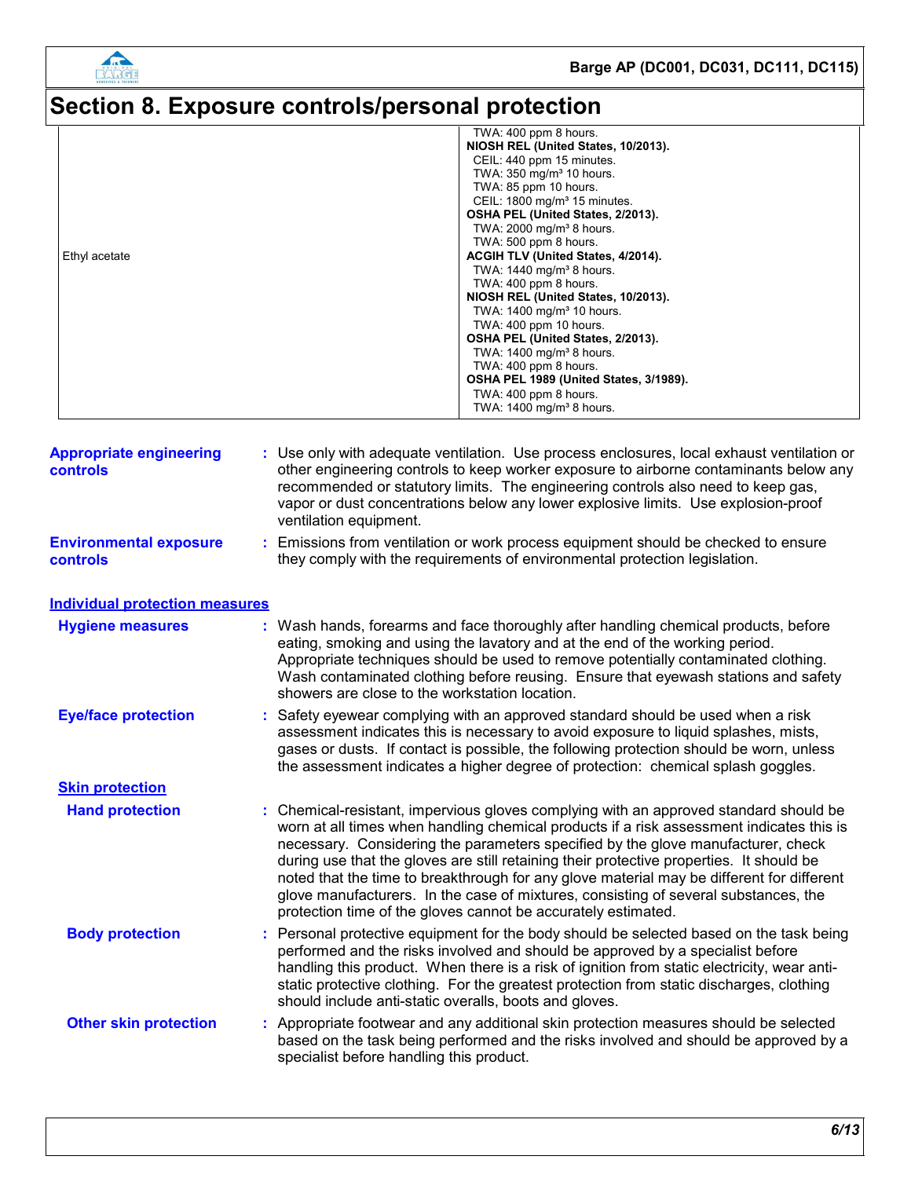# Section 8. Exposure controls/personal protection

| | |
|---|---|
| | TWA: 400 ppm 8 hours.<br>**NIOSH REL (United States, 10/2013).**<br>CEIL: 440 ppm 15 minutes.<br>TWA: 350 mg/m³ 10 hours.<br>TWA: 85 ppm 10 hours.<br>CEIL: 1800 mg/m³ 15 minutes.<br>**OSHA PEL (United States, 2/2013).**<br>TWA: 2000 mg/m³ 8 hours.<br>TWA: 500 ppm 8 hours. |
| Ethyl acetate | **ACGIH TLV (United States, 4/2014).**<br>TWA: 1440 mg/m³ 8 hours.<br>TWA: 400 ppm 8 hours.<br>**NIOSH REL (United States, 10/2013).**<br>TWA: 1400 mg/m³ 10 hours.<br>TWA: 400 ppm 10 hours.<br>**OSHA PEL (United States, 2/2013).**<br>TWA: 1400 mg/m³ 8 hours.<br>TWA: 400 ppm 8 hours.<br>**OSHA PEL 1989 (United States, 3/1989).**<br>TWA: 400 ppm 8 hours.<br>TWA: 1400 mg/m³ 8 hours. |

**Appropriate engineering controls** : Use only with adequate ventilation. Use process enclosures, local exhaust ventilation or other engineering controls to keep worker exposure to airborne contaminants below any recommended or statutory limits. The engineering controls also need to keep gas, vapor or dust concentrations below any lower explosive limits. Use explosion-proof ventilation equipment.

**Environmental exposure controls** : Emissions from ventilation or work process equipment should be checked to ensure they comply with the requirements of environmental protection legislation.

## Individual protection measures

**Hygiene measures** : Wash hands, forearms and face thoroughly after handling chemical products, before eating, smoking and using the lavatory and at the end of the working period. Appropriate techniques should be used to remove potentially contaminated clothing. Wash contaminated clothing before reusing. Ensure that eyewash stations and safety showers are close to the workstation location.

**Eye/face protection** : Safety eyewear complying with an approved standard should be used when a risk assessment indicates this is necessary to avoid exposure to liquid splashes, mists, gases or dusts. If contact is possible, the following protection should be worn, unless the assessment indicates a higher degree of protection: chemical splash goggles.

### Skin protection

**Hand protection** : Chemical-resistant, impervious gloves complying with an approved standard should be worn at all times when handling chemical products if a risk assessment indicates this is necessary. Considering the parameters specified by the glove manufacturer, check during use that the gloves are still retaining their protective properties. It should be noted that the time to breakthrough for any glove material may be different for different glove manufacturers. In the case of mixtures, consisting of several substances, the protection time of the gloves cannot be accurately estimated.

**Body protection** : Personal protective equipment for the body should be selected based on the task being performed and the risks involved and should be approved by a specialist before handling this product. When there is a risk of ignition from static electricity, wear anti-static protective clothing. For the greatest protection from static discharges, clothing should include anti-static overalls, boots and gloves.

**Other skin protection** : Appropriate footwear and any additional skin protection measures should be selected based on the task being performed and the risks involved and should be approved by a specialist before handling this product.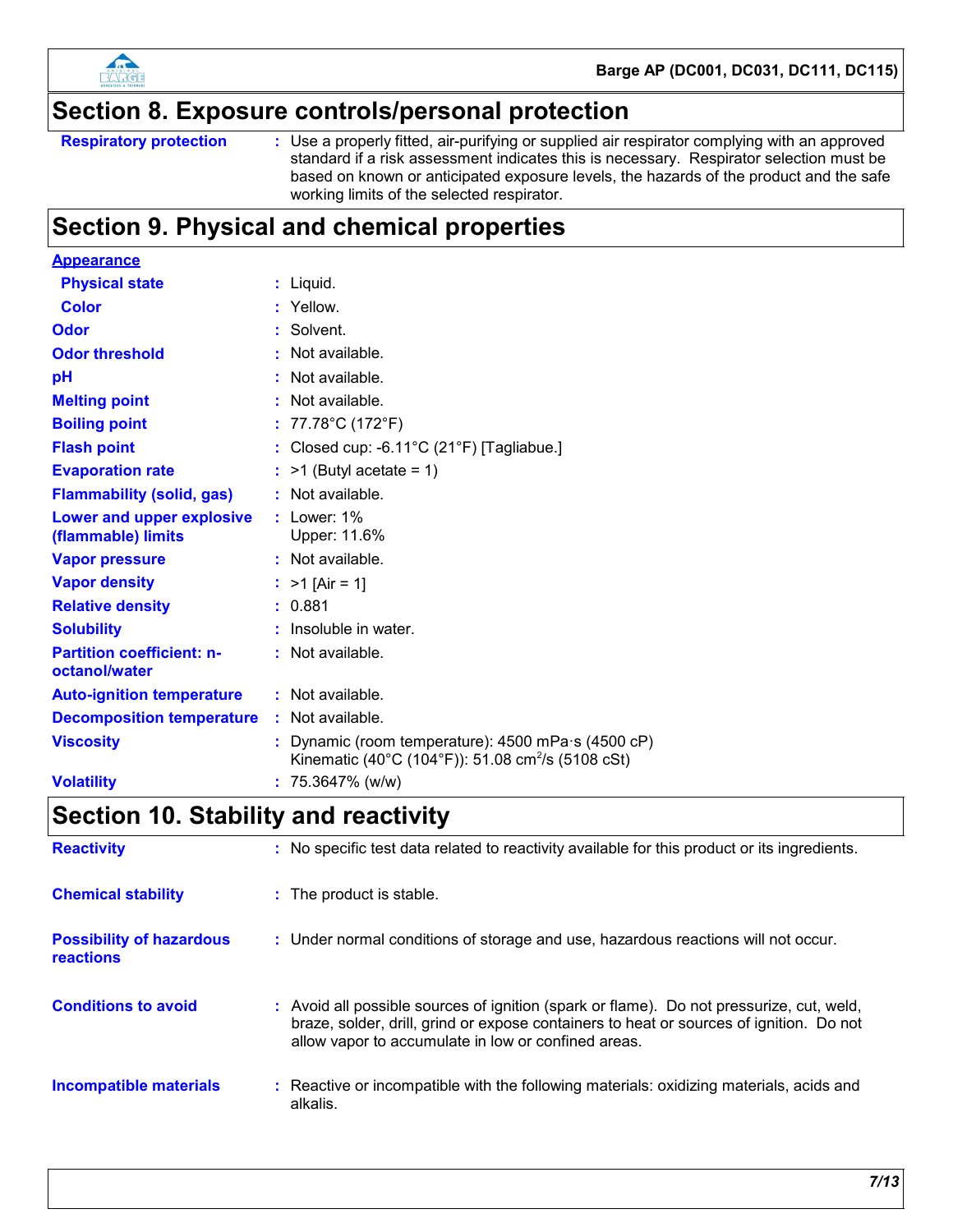## Section 8. Exposure controls/personal protection

| | |
|---|---|
| **Respiratory protection** | : Use a properly fitted, air-purifying or supplied air respirator complying with an approved standard if a risk assessment indicates this is necessary. Respirator selection must be based on known or anticipated exposure levels, the hazards of the product and the safe working limits of the selected respirator. |

## Section 9. Physical and chemical properties

**Appearance**

| | |
|---|---|
| **Physical state** | : Liquid. |
| **Color** | : Yellow. |
| **Odor** | : Solvent. |
| **Odor threshold** | : Not available. |
| **pH** | : Not available. |
| **Melting point** | : Not available. |
| **Boiling point** | : 77.78°C (172°F) |
| **Flash point** | : Closed cup: -6.11°C (21°F) [Tagliabue.] |
| **Evaporation rate** | : >1 (Butyl acetate = 1) |
| **Flammability (solid, gas)** | : Not available. |
| **Lower and upper explosive (flammable) limits** | : Lower: 1%<br>Upper: 11.6% |
| **Vapor pressure** | : Not available. |
| **Vapor density** | : >1 [Air = 1] |
| **Relative density** | : 0.881 |
| **Solubility** | : Insoluble in water. |
| **Partition coefficient: n-octanol/water** | : Not available. |
| **Auto-ignition temperature** | : Not available. |
| **Decomposition temperature** | : Not available. |
| **Viscosity** | : Dynamic (room temperature): 4500 mPa·s (4500 cP)<br>Kinematic (40°C (104°F)): 51.08 $cm^2/s$ (5108 cSt) |
| **Volatility** | : 75.3647% (w/w) |

## Section 10. Stability and reactivity

| | |
|---|---|
| **Reactivity** | : No specific test data related to reactivity available for this product or its ingredients. |
| **Chemical stability** | : The product is stable. |
| **Possibility of hazardous reactions** | : Under normal conditions of storage and use, hazardous reactions will not occur. |
| **Conditions to avoid** | : Avoid all possible sources of ignition (spark or flame). Do not pressurize, cut, weld, braze, solder, drill, grind or expose containers to heat or sources of ignition. Do not allow vapor to accumulate in low or confined areas. |
| **Incompatible materials** | : Reactive or incompatible with the following materials: oxidizing materials, acids and alkalis. |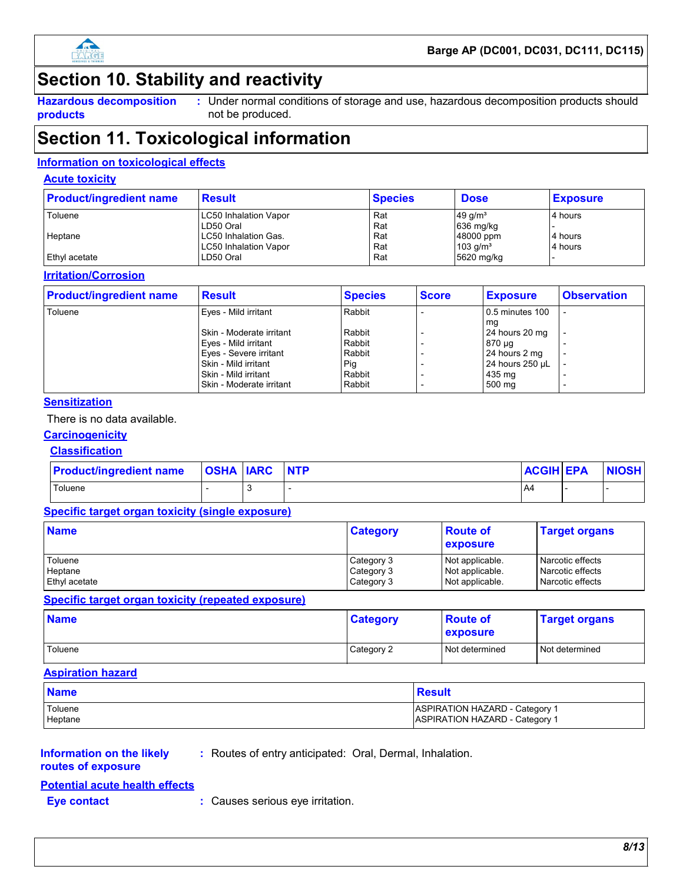# Section 10. Stability and reactivity

**Hazardous decomposition products** : Under normal conditions of storage and use, hazardous decomposition products should not be produced.

# Section 11. Toxicological information

## Information on toxicological effects

### Acute toxicity

| Product/ingredient name | Result | Species | Dose | Exposure |
|---|---|---|---|---|
| Toluene | LC50 Inhalation Vapor | Rat | 49 g/m³ | 4 hours |
| | LD50 Oral | Rat | 636 mg/kg | - |
| Heptane | LC50 Inhalation Gas. | Rat | 48000 ppm | 4 hours |
| | LC50 Inhalation Vapor | Rat | 103 g/m³ | 4 hours |
| Ethyl acetate | LD50 Oral | Rat | 5620 mg/kg | - |

### Irritation/Corrosion

| Product/ingredient name | Result | Species | Score | Exposure | Observation |
|---|---|---|---|---|---|
| Toluene | Eyes - Mild irritant | Rabbit | - | 0.5 minutes 100 mg | - |
| | Skin - Moderate irritant | Rabbit | - | 24 hours 20 mg | - |
| | Eyes - Mild irritant | Rabbit | - | 870 µg | - |
| | Eyes - Severe irritant | Rabbit | - | 24 hours 2 mg | - |
| | Skin - Mild irritant | Pig | - | 24 hours 250 µL | - |
| | Skin - Mild irritant | Rabbit | - | 435 mg | - |
| | Skin - Moderate irritant | Rabbit | - | 500 mg | - |

### Sensitization

There is no data available.

### Carcinogenicity

#### Classification

| Product/ingredient name | OSHA | IARC | NTP | ACGIH | EPA | NIOSH |
|---|---|---|---|---|---|---|
| Toluene | - | 3 | - | A4 | - | - |

### Specific target organ toxicity (single exposure)

| Name | Category | Route of exposure | Target organs |
|---|---|---|---|
| Toluene | Category 3 | Not applicable. | Narcotic effects |
| Heptane | Category 3 | Not applicable. | Narcotic effects |
| Ethyl acetate | Category 3 | Not applicable. | Narcotic effects |

### Specific target organ toxicity (repeated exposure)

| Name | Category | Route of exposure | Target organs |
|---|---|---|---|
| Toluene | Category 2 | Not determined | Not determined |

### Aspiration hazard

| Name | Result |
|---|---|
| Toluene | ASPIRATION HAZARD - Category 1 |
| Heptane | ASPIRATION HAZARD - Category 1 |

**Information on the likely routes of exposure** : Routes of entry anticipated: Oral, Dermal, Inhalation.

### Potential acute health effects

**Eye contact** : Causes serious eye irritation.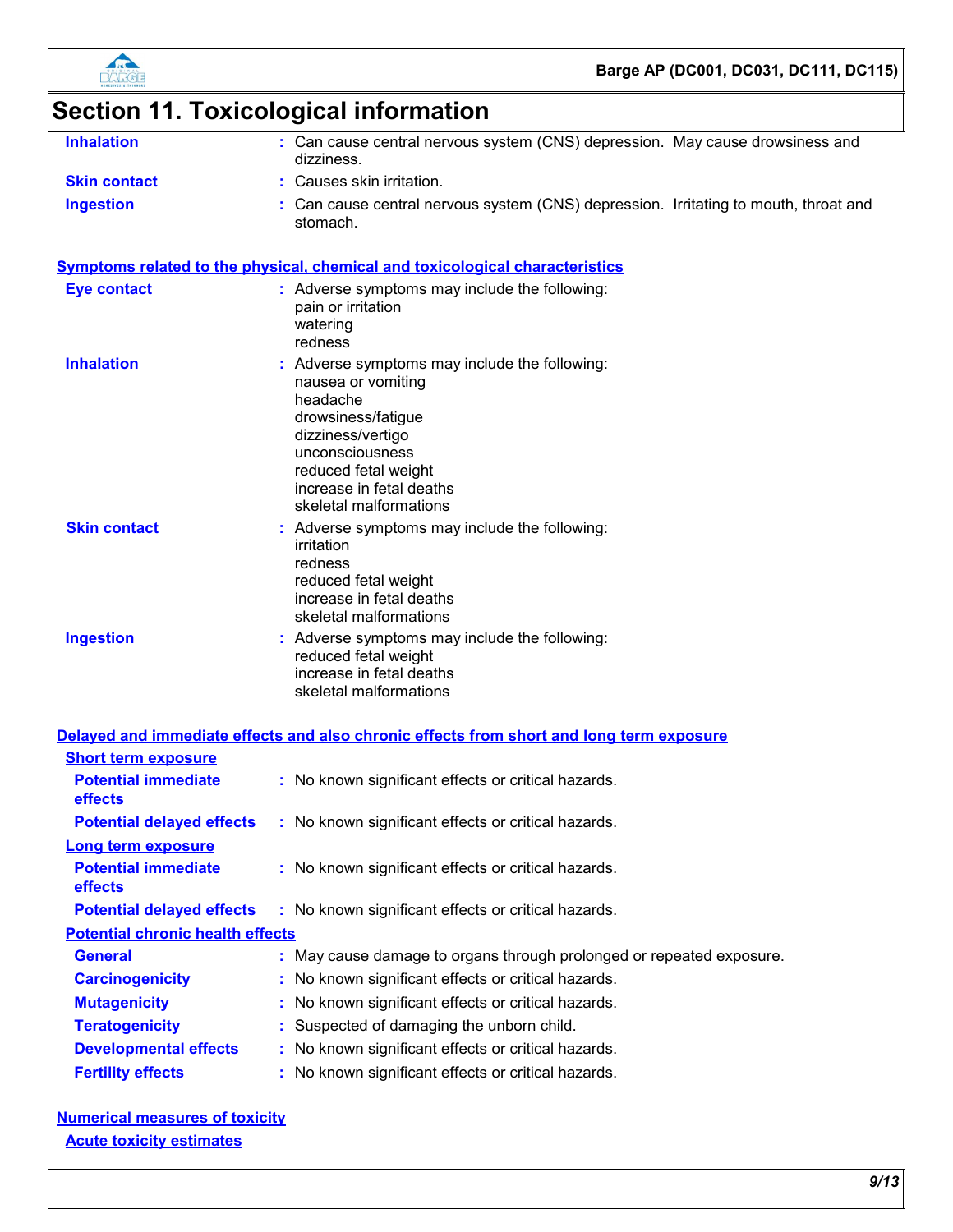# Section 11. Toxicological information

**Inhalation** : Can cause central nervous system (CNS) depression. May cause drowsiness and dizziness.

**Skin contact** : Causes skin irritation.

**Ingestion** : Can cause central nervous system (CNS) depression. Irritating to mouth, throat and stomach.

### Symptoms related to the physical, chemical and toxicological characteristics

**Eye contact** : Adverse symptoms may include the following:
pain or irritation
watering
redness

**Inhalation** : Adverse symptoms may include the following:
nausea or vomiting
headache
drowsiness/fatigue
dizziness/vertigo
unconsciousness
reduced fetal weight
increase in fetal deaths
skeletal malformations

**Skin contact** : Adverse symptoms may include the following:
irritation
redness
reduced fetal weight
increase in fetal deaths
skeletal malformations

**Ingestion** : Adverse symptoms may include the following:
reduced fetal weight
increase in fetal deaths
skeletal malformations

### Delayed and immediate effects and also chronic effects from short and long term exposure

#### Short term exposure

**Potential immediate effects** : No known significant effects or critical hazards.

**Potential delayed effects** : No known significant effects or critical hazards.

#### Long term exposure

**Potential immediate effects** : No known significant effects or critical hazards.

**Potential delayed effects** : No known significant effects or critical hazards.

#### Potential chronic health effects

**General** : May cause damage to organs through prolonged or repeated exposure.

**Carcinogenicity** : No known significant effects or critical hazards.

**Mutagenicity** : No known significant effects or critical hazards.

**Teratogenicity** : Suspected of damaging the unborn child.

**Developmental effects** : No known significant effects or critical hazards.

**Fertility effects** : No known significant effects or critical hazards.

### Numerical measures of toxicity

#### Acute toxicity estimates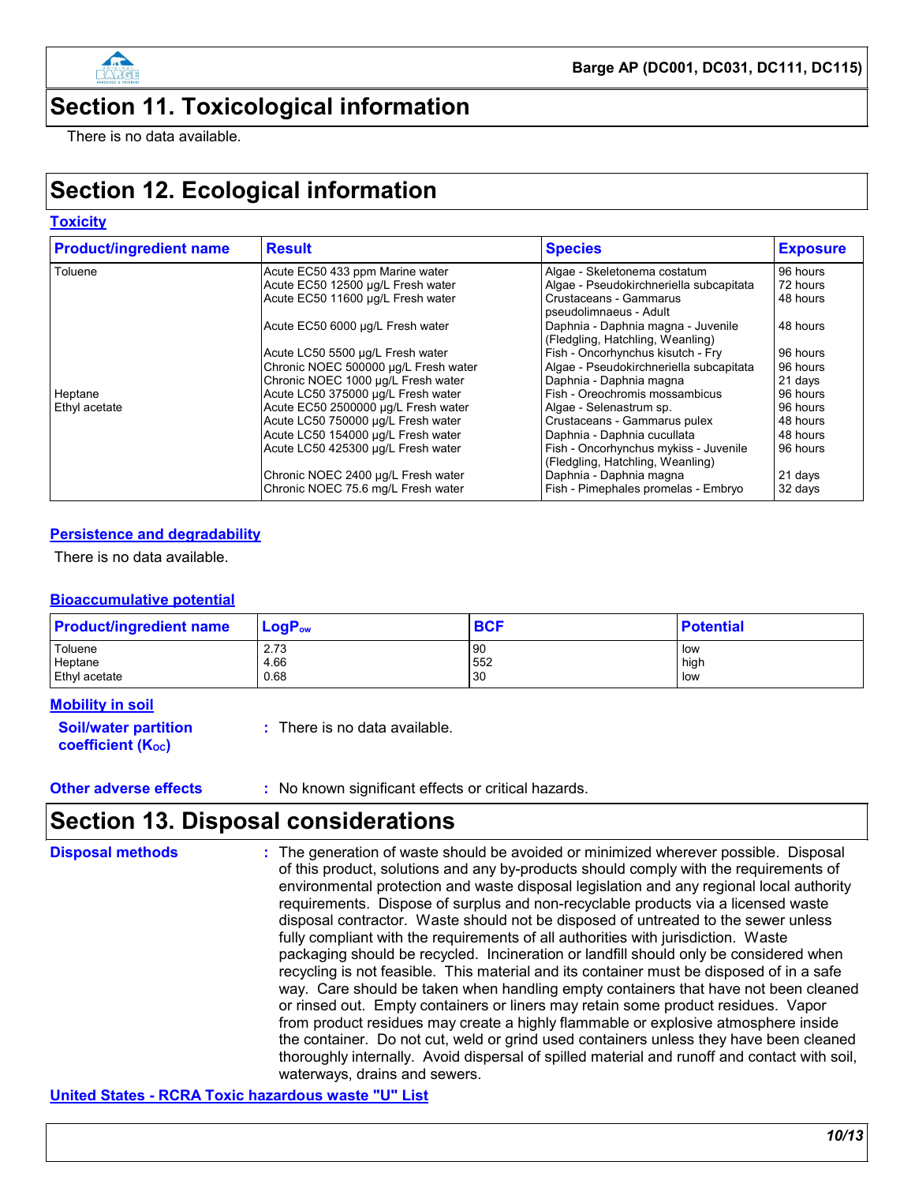## Section 11. Toxicological information

There is no data available.

## Section 12. Ecological information

### Toxicity

| Product/ingredient name | Result | Species | Exposure |
|---|---|---|---|
| Toluene | Acute EC50 433 ppm Marine water | Algae - Skeletonema costatum | 96 hours |
| | Acute EC50 12500 µg/L Fresh water | Algae - Pseudokirchneriella subcapitata | 72 hours |
| | Acute EC50 11600 µg/L Fresh water | Crustaceans - Gammarus pseudolimnaeus - Adult | 48 hours |
| | Acute EC50 6000 µg/L Fresh water | Daphnia - Daphnia magna - Juvenile (Fledgling, Hatchling, Weanling) | 48 hours |
| | Acute LC50 5500 µg/L Fresh water | Fish - Oncorhynchus kisutch - Fry | 96 hours |
| | Chronic NOEC 500000 µg/L Fresh water | Algae - Pseudokirchneriella subcapitata | 96 hours |
| | Chronic NOEC 1000 µg/L Fresh water | Daphnia - Daphnia magna | 21 days |
| Heptane | Acute LC50 375000 µg/L Fresh water | Fish - Oreochromis mossambicus | 96 hours |
| Ethyl acetate | Acute EC50 2500000 µg/L Fresh water | Algae - Selenastrum sp. | 96 hours |
| | Acute LC50 750000 µg/L Fresh water | Crustaceans - Gammarus pulex | 48 hours |
| | Acute LC50 154000 µg/L Fresh water | Daphnia - Daphnia cucullata | 48 hours |
| | Acute LC50 425300 µg/L Fresh water | Fish - Oncorhynchus mykiss - Juvenile (Fledgling, Hatchling, Weanling) | 96 hours |
| | Chronic NOEC 2400 µg/L Fresh water | Daphnia - Daphnia magna | 21 days |
| | Chronic NOEC 75.6 mg/L Fresh water | Fish - Pimephales promelas - Embryo | 32 days |

### Persistence and degradability

There is no data available.

### Bioaccumulative potential

| Product/ingredient name | $LogP_{ow}$ | BCF | Potential |
|---|---|---|---|
| Toluene | 2.73 | 90 | low |
| Heptane | 4.66 | 552 | high |
| Ethyl acetate | 0.68 | 30 | low |

### Mobility in soil

**Soil/water partition coefficient ($K_{OC}$)** : There is no data available.

**Other adverse effects** : No known significant effects or critical hazards.

## Section 13. Disposal considerations

**Disposal methods** : The generation of waste should be avoided or minimized wherever possible. Disposal of this product, solutions and any by-products should comply with the requirements of environmental protection and waste disposal legislation and any regional local authority requirements. Dispose of surplus and non-recyclable products via a licensed waste disposal contractor. Waste should not be disposed of untreated to the sewer unless fully compliant with the requirements of all authorities with jurisdiction. Waste packaging should be recycled. Incineration or landfill should only be considered when recycling is not feasible. This material and its container must be disposed of in a safe way. Care should be taken when handling empty containers that have not been cleaned or rinsed out. Empty containers or liners may retain some product residues. Vapor from product residues may create a highly flammable or explosive atmosphere inside the container. Do not cut, weld or grind used containers unless they have been cleaned thoroughly internally. Avoid dispersal of spilled material and runoff and contact with soil, waterways, drains and sewers.

### United States - RCRA Toxic hazardous waste "U" List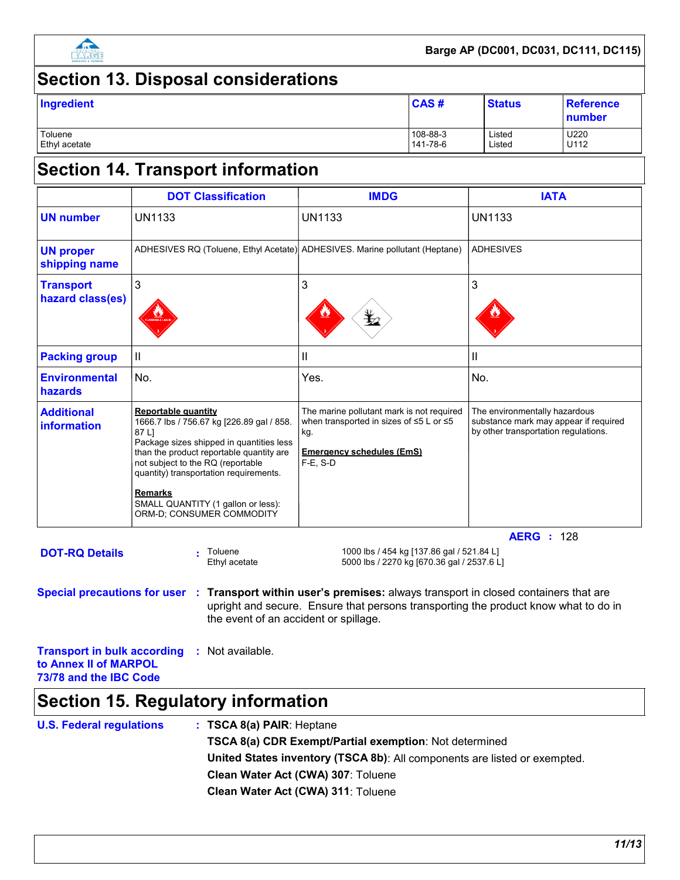## Section 13. Disposal considerations

| Ingredient | CAS # | Status | Reference number |
|---|---|---|---|
| Toluene | 108-88-3 | Listed | U220 |
| Ethyl acetate | 141-78-6 | Listed | U112 |

## Section 14. Transport information

| | DOT Classification | IMDG | IATA |
|---|---|---|---|
| **UN number** | UN1133 | UN1133 | UN1133 |
| **UN proper shipping name** | ADHESIVES RQ (Toluene, Ethyl Acetate) | ADHESIVES. Marine pollutant (Heptane) | ADHESIVES |
| **Transport hazard class(es)** | 3 | 3 | 3 |
| **Packing group** | II | II | II |
| **Environmental hazards** | No. | Yes. | No. |
| **Additional information** | **Reportable quantity** 1666.7 lbs / 756.67 kg [226.89 gal / 858.87 L] Package sizes shipped in quantities less than the product reportable quantity are not subject to the RQ (reportable quantity) transportation requirements. **Remarks** SMALL QUANTITY (1 gallon or less): ORM-D; CONSUMER COMMODITY | The marine pollutant mark is not required when transported in sizes of ≤5 L or ≤5 kg. **Emergency schedules (EmS)** F-E, S-D | The environmentally hazardous substance mark may appear if required by other transportation regulations. |

**AERG** : 128

**DOT-RQ Details** : 

| | |
|---|---|
| Toluene | 1000 lbs / 454 kg [137.86 gal / 521.84 L] |
| Ethyl acetate | 5000 lbs / 2270 kg [670.36 gal / 2537.6 L] |

**Special precautions for user** : **Transport within user's premises:** always transport in closed containers that are upright and secure. Ensure that persons transporting the product know what to do in the event of an accident or spillage.

**Transport in bulk according to Annex II of MARPOL 73/78 and the IBC Code** : Not available.

## Section 15. Regulatory information

**U.S. Federal regulations** : **TSCA 8(a) PAIR**: Heptane

**TSCA 8(a) CDR Exempt/Partial exemption**: Not determined

**United States inventory (TSCA 8b)**: All components are listed or exempted.

**Clean Water Act (CWA) 307**: Toluene

**Clean Water Act (CWA) 311**: Toluene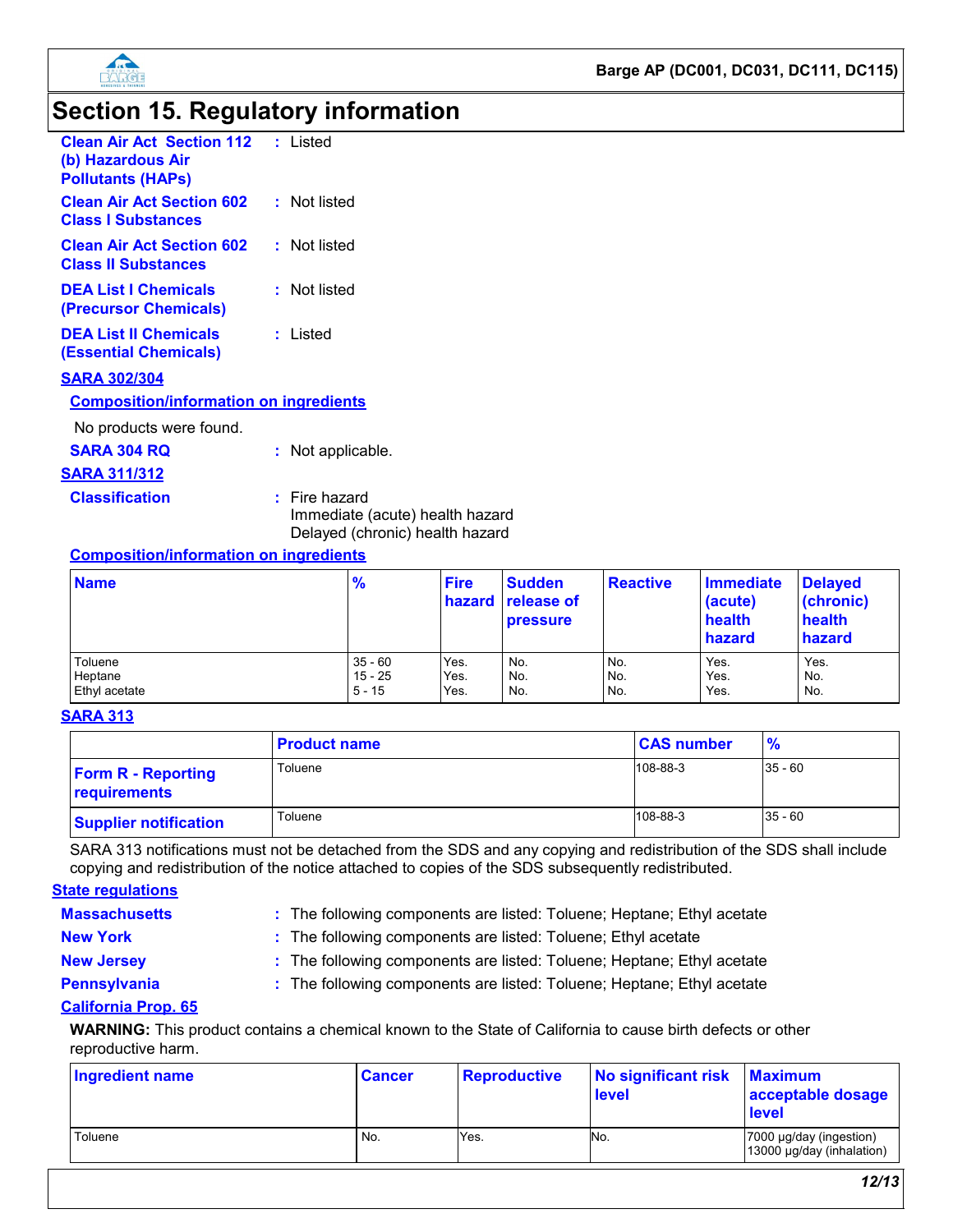# Section 15. Regulatory information

**Clean Air Act Section 112 (b) Hazardous Air Pollutants (HAPs)** : Listed

**Clean Air Act Section 602 Class I Substances** : Not listed

**Clean Air Act Section 602 Class II Substances** : Not listed

**DEA List I Chemicals (Precursor Chemicals)** : Not listed

**DEA List II Chemicals (Essential Chemicals)** : Listed

**SARA 302/304**

**Composition/information on ingredients**

No products were found.

**SARA 304 RQ** : Not applicable.

**SARA 311/312**

**Classification** : Fire hazard
Immediate (acute) health hazard
Delayed (chronic) health hazard

**Composition/information on ingredients**

| Name | % | Fire hazard | Sudden release of pressure | Reactive | Immediate (acute) health hazard | Delayed (chronic) health hazard |
|---|---|---|---|---|---|---|
| Toluene | 35 - 60 | Yes. | No. | No. | Yes. | Yes. |
| Heptane | 15 - 25 | Yes. | No. | No. | Yes. | No. |
| Ethyl acetate | 5 - 15 | Yes. | No. | No. | Yes. | No. |

**SARA 313**

| | Product name | CAS number | % |
|---|---|---|---|
| **Form R - Reporting requirements** | Toluene | 108-88-3 | 35 - 60 |
| **Supplier notification** | Toluene | 108-88-3 | 35 - 60 |

SARA 313 notifications must not be detached from the SDS and any copying and redistribution of the SDS shall include copying and redistribution of the notice attached to copies of the SDS subsequently redistributed.

**State regulations**

**Massachusetts** : The following components are listed: Toluene; Heptane; Ethyl acetate

**New York** : The following components are listed: Toluene; Ethyl acetate

**New Jersey** : The following components are listed: Toluene; Heptane; Ethyl acetate

**Pennsylvania** : The following components are listed: Toluene; Heptane; Ethyl acetate

**California Prop. 65**

**WARNING:** This product contains a chemical known to the State of California to cause birth defects or other reproductive harm.

| Ingredient name | Cancer | Reproductive | No significant risk level | Maximum acceptable dosage level |
|---|---|---|---|---|
| Toluene | No. | Yes. | No. | 7000 µg/day (ingestion) 13000 µg/day (inhalation) |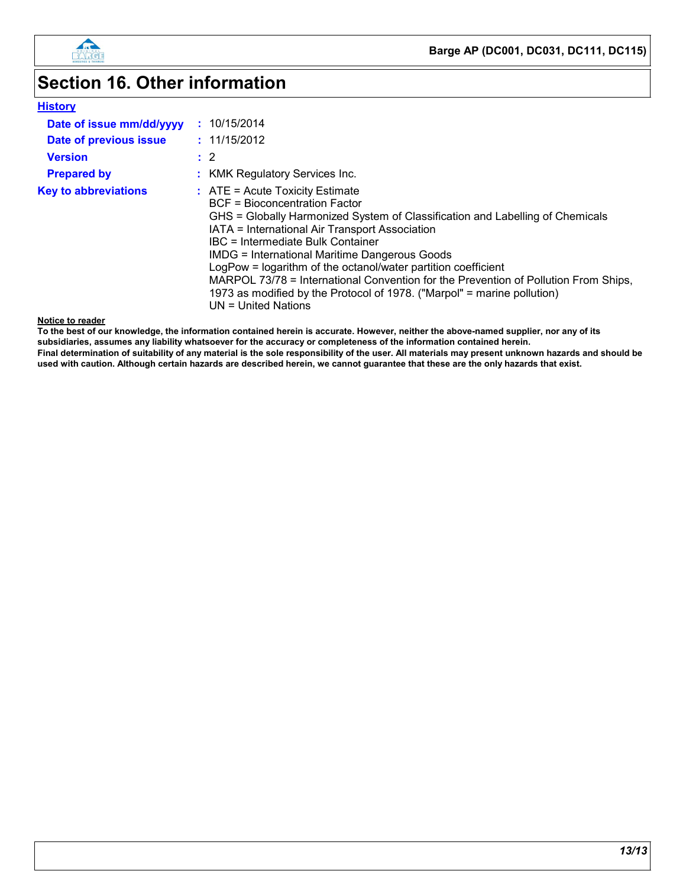# Section 16. Other information

**History**

| | | |
|---|---|---|
| **Date of issue mm/dd/yyyy** | : | 10/15/2014 |
| **Date of previous issue** | : | 11/15/2012 |
| **Version** | : | 2 |
| **Prepared by** | : | KMK Regulatory Services Inc. |

**Key to abbreviations** :

ATE = Acute Toxicity Estimate
BCF = Bioconcentration Factor
GHS = Globally Harmonized System of Classification and Labelling of Chemicals
IATA = International Air Transport Association
IBC = Intermediate Bulk Container
IMDG = International Maritime Dangerous Goods
LogPow = logarithm of the octanol/water partition coefficient
MARPOL 73/78 = International Convention for the Prevention of Pollution From Ships, 1973 as modified by the Protocol of 1978. ("Marpol" = marine pollution)
UN = United Nations

**Notice to reader**

**To the best of our knowledge, the information contained herein is accurate. However, neither the above-named supplier, nor any of its subsidiaries, assumes any liability whatsoever for the accuracy or completeness of the information contained herein.**
**Final determination of suitability of any material is the sole responsibility of the user. All materials may present unknown hazards and should be used with caution. Although certain hazards are described herein, we cannot guarantee that these are the only hazards that exist.**